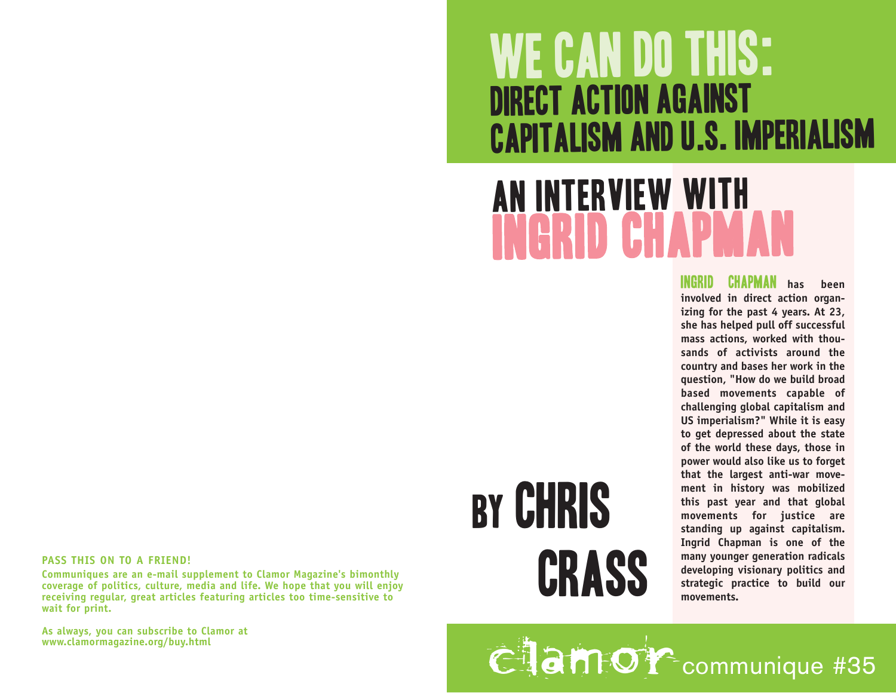# WE CAN DO THIS:
## DIRECT ACTION AGAINST CAPITALISM AND U.S. IMPERIALISM

## AN INTERVIEW WITH INGRID CHAPMAN

### BY CHRIS CRASS

**INGRID CHAPMAN has been involved in direct action organizing for the past 4 years. At 23, she has helped pull off successful mass actions, worked with thousands of activists around the country and bases her work in the question, "How do we build broad based movements capable of challenging global capitalism and US imperialism?" While it is easy to get depressed about the state of the world these days, those in power would also like us to forget that the largest anti-war movement in history was mobilized this past year and that global movements for justice are standing up against capitalism. Ingrid Chapman is one of the many younger generation radicals developing visionary politics and strategic practice to build our movements.**

**PASS THIS ON TO A FRIEND!**

**Communiques are an e-mail supplement to Clamor Magazine's bimonthly coverage of politics, culture, media and life. We hope that you will enjoy receiving regular, great articles featuring articles too time-sensitive to wait for print.**

**As always, you can subscribe to Clamor at www.clamormagazine.org/buy.html**

clamor communique #35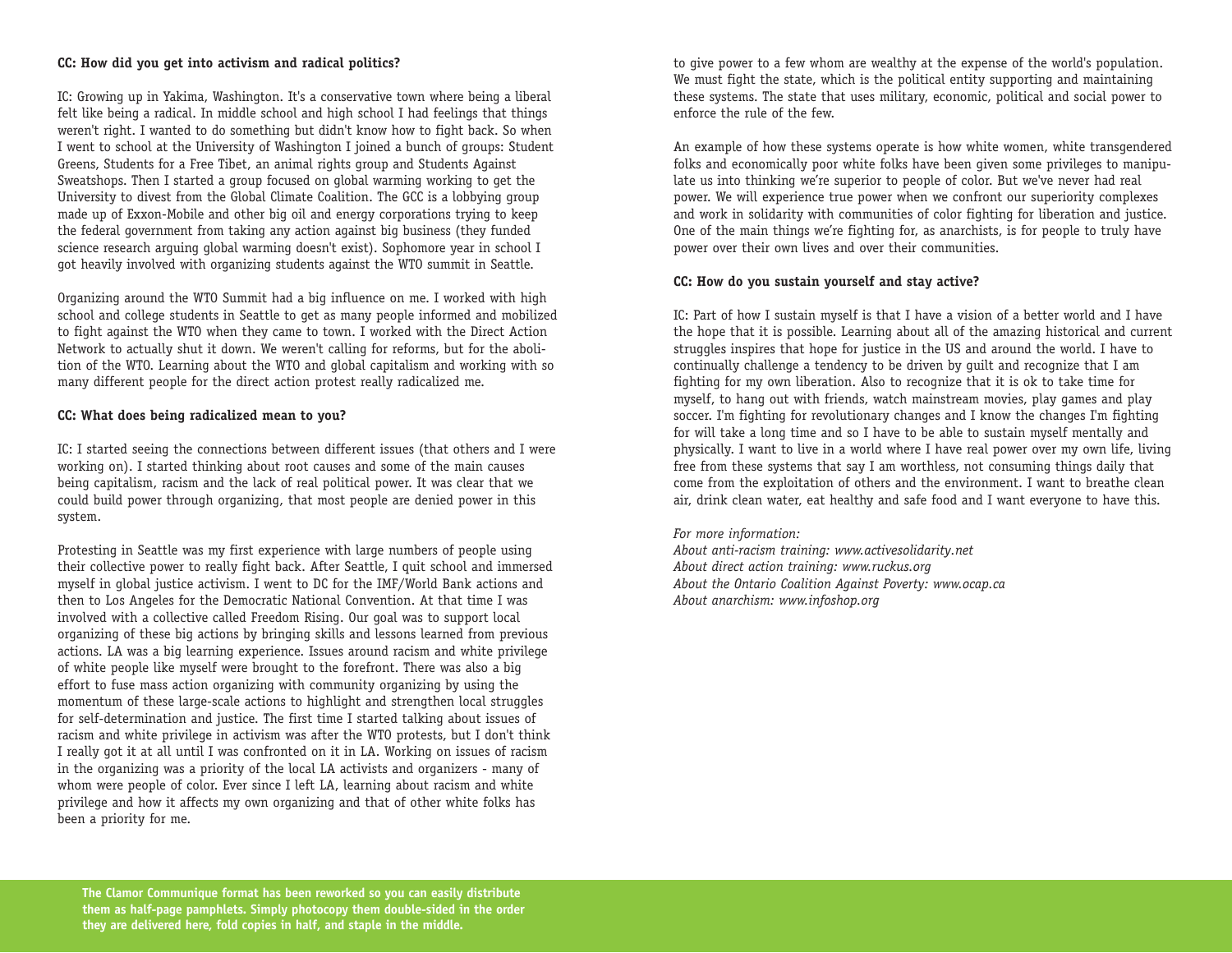**CC: How did you get into activism and radical politics?**

IC: Growing up in Yakima, Washington. It's a conservative town where being a liberal felt like being a radical. In middle school and high school I had feelings that things weren't right. I wanted to do something but didn't know how to fight back. So when I went to school at the University of Washington I joined a bunch of groups: Student Greens, Students for a Free Tibet, an animal rights group and Students Against Sweatshops. Then I started a group focused on global warming working to get the University to divest from the Global Climate Coalition. The GCC is a lobbying group made up of Exxon-Mobile and other big oil and energy corporations trying to keep the federal government from taking any action against big business (they funded science research arguing global warming doesn't exist). Sophomore year in school I got heavily involved with organizing students against the WTO summit in Seattle.

Organizing around the WTO Summit had a big influence on me. I worked with high school and college students in Seattle to get as many people informed and mobilized to fight against the WTO when they came to town. I worked with the Direct Action Network to actually shut it down. We weren't calling for reforms, but for the abolition of the WTO. Learning about the WTO and global capitalism and working with so many different people for the direct action protest really radicalized me.

**CC: What does being radicalized mean to you?**

IC: I started seeing the connections between different issues (that others and I were working on). I started thinking about root causes and some of the main causes being capitalism, racism and the lack of real political power. It was clear that we could build power through organizing, that most people are denied power in this system.

Protesting in Seattle was my first experience with large numbers of people using their collective power to really fight back. After Seattle, I quit school and immersed myself in global justice activism. I went to DC for the IMF/World Bank actions and then to Los Angeles for the Democratic National Convention. At that time I was involved with a collective called Freedom Rising. Our goal was to support local organizing of these big actions by bringing skills and lessons learned from previous actions. LA was a big learning experience. Issues around racism and white privilege of white people like myself were brought to the forefront. There was also a big effort to fuse mass action organizing with community organizing by using the momentum of these large-scale actions to highlight and strengthen local struggles for self-determination and justice. The first time I started talking about issues of racism and white privilege in activism was after the WTO protests, but I don't think I really got it at all until I was confronted on it in LA. Working on issues of racism in the organizing was a priority of the local LA activists and organizers - many of whom were people of color. Ever since I left LA, learning about racism and white privilege and how it affects my own organizing and that of other white folks has been a priority for me.

to give power to a few whom are wealthy at the expense of the world's population. We must fight the state, which is the political entity supporting and maintaining these systems. The state that uses military, economic, political and social power to enforce the rule of the few.

An example of how these systems operate is how white women, white transgendered folks and economically poor white folks have been given some privileges to manipulate us into thinking we're superior to people of color. But we've never had real power. We will experience true power when we confront our superiority complexes and work in solidarity with communities of color fighting for liberation and justice. One of the main things we're fighting for, as anarchists, is for people to truly have power over their own lives and over their communities.

**CC: How do you sustain yourself and stay active?**

IC: Part of how I sustain myself is that I have a vision of a better world and I have the hope that it is possible. Learning about all of the amazing historical and current struggles inspires that hope for justice in the US and around the world. I have to continually challenge a tendency to be driven by guilt and recognize that I am fighting for my own liberation. Also to recognize that it is ok to take time for myself, to hang out with friends, watch mainstream movies, play games and play soccer. I'm fighting for revolutionary changes and I know the changes I'm fighting for will take a long time and so I have to be able to sustain myself mentally and physically. I want to live in a world where I have real power over my own life, living free from these systems that say I am worthless, not consuming things daily that come from the exploitation of others and the environment. I want to breathe clean air, drink clean water, eat healthy and safe food and I want everyone to have this.

*For more information:*
*About anti-racism training: www.activesolidarity.net*
*About direct action training: www.ruckus.org*
*About the Ontario Coalition Against Poverty: www.ocap.ca*
*About anarchism: www.infoshop.org*

**The Clamor Communique format has been reworked so you can easily distribute them as half-page pamphlets. Simply photocopy them double-sided in the order they are delivered here, fold copies in half, and staple in the middle.**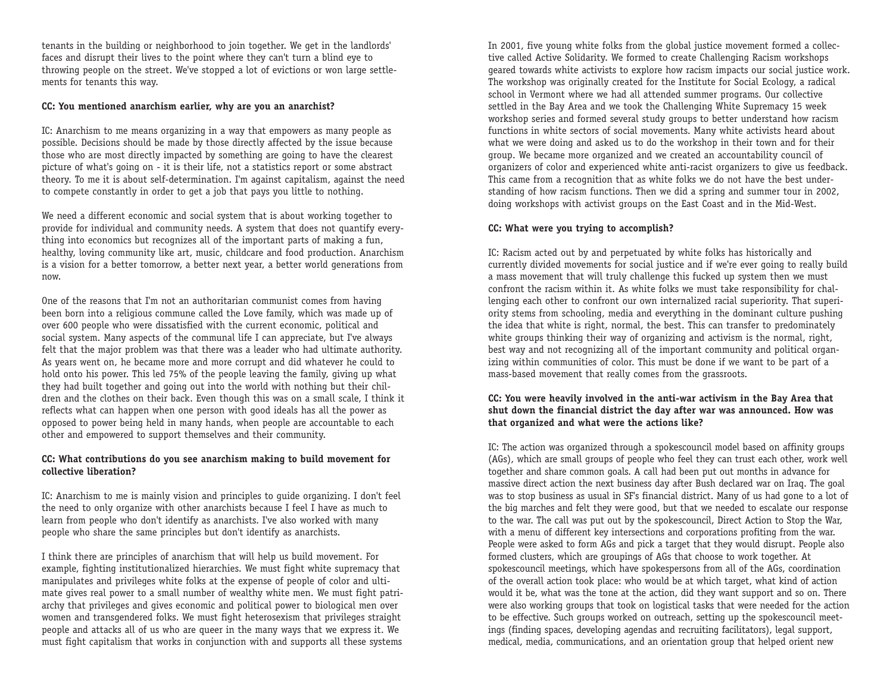tenants in the building or neighborhood to join together. We get in the landlords' faces and disrupt their lives to the point where they can't turn a blind eye to throwing people on the street. We've stopped a lot of evictions or won large settlements for tenants this way.

**CC: You mentioned anarchism earlier, why are you an anarchist?**

IC: Anarchism to me means organizing in a way that empowers as many people as possible. Decisions should be made by those directly affected by the issue because those who are most directly impacted by something are going to have the clearest picture of what's going on - it is their life, not a statistics report or some abstract theory. To me it is about self-determination. I'm against capitalism, against the need to compete constantly in order to get a job that pays you little to nothing.

We need a different economic and social system that is about working together to provide for individual and community needs. A system that does not quantify everything into economics but recognizes all of the important parts of making a fun, healthy, loving community like art, music, childcare and food production. Anarchism is a vision for a better tomorrow, a better next year, a better world generations from now.

One of the reasons that I'm not an authoritarian communist comes from having been born into a religious commune called the Love family, which was made up of over 600 people who were dissatisfied with the current economic, political and social system. Many aspects of the communal life I can appreciate, but I've always felt that the major problem was that there was a leader who had ultimate authority. As years went on, he became more and more corrupt and did whatever he could to hold onto his power. This led 75% of the people leaving the family, giving up what they had built together and going out into the world with nothing but their children and the clothes on their back. Even though this was on a small scale, I think it reflects what can happen when one person with good ideals has all the power as opposed to power being held in many hands, when people are accountable to each other and empowered to support themselves and their community.

**CC: What contributions do you see anarchism making to build movement for collective liberation?**

IC: Anarchism to me is mainly vision and principles to guide organizing. I don't feel the need to only organize with other anarchists because I feel I have as much to learn from people who don't identify as anarchists. I've also worked with many people who share the same principles but don't identify as anarchists.

I think there are principles of anarchism that will help us build movement. For example, fighting institutionalized hierarchies. We must fight white supremacy that manipulates and privileges white folks at the expense of people of color and ultimate gives real power to a small number of wealthy white men. We must fight patriarchy that privileges and gives economic and political power to biological men over women and transgendered folks. We must fight heterosexism that privileges straight people and attacks all of us who are queer in the many ways that we express it. We must fight capitalism that works in conjunction with and supports all these systems

In 2001, five young white folks from the global justice movement formed a collective called Active Solidarity. We formed to create Challenging Racism workshops geared towards white activists to explore how racism impacts our social justice work. The workshop was originally created for the Institute for Social Ecology, a radical school in Vermont where we had all attended summer programs. Our collective settled in the Bay Area and we took the Challenging White Supremacy 15 week workshop series and formed several study groups to better understand how racism functions in white sectors of social movements. Many white activists heard about what we were doing and asked us to do the workshop in their town and for their group. We became more organized and we created an accountability council of organizers of color and experienced white anti-racist organizers to give us feedback. This came from a recognition that as white folks we do not have the best understanding of how racism functions. Then we did a spring and summer tour in 2002, doing workshops with activist groups on the East Coast and in the Mid-West.

**CC: What were you trying to accomplish?**

IC: Racism acted out by and perpetuated by white folks has historically and currently divided movements for social justice and if we're ever going to really build a mass movement that will truly challenge this fucked up system then we must confront the racism within it. As white folks we must take responsibility for challenging each other to confront our own internalized racial superiority. That superiority stems from schooling, media and everything in the dominant culture pushing the idea that white is right, normal, the best. This can transfer to predominately white groups thinking their way of organizing and activism is the normal, right, best way and not recognizing all of the important community and political organizing within communities of color. This must be done if we want to be part of a mass-based movement that really comes from the grassroots.

**CC: You were heavily involved in the anti-war activism in the Bay Area that shut down the financial district the day after war was announced. How was that organized and what were the actions like?**

IC: The action was organized through a spokescouncil model based on affinity groups (AGs), which are small groups of people who feel they can trust each other, work well together and share common goals. A call had been put out months in advance for massive direct action the next business day after Bush declared war on Iraq. The goal was to stop business as usual in SF's financial district. Many of us had gone to a lot of the big marches and felt they were good, but that we needed to escalate our response to the war. The call was put out by the spokescouncil, Direct Action to Stop the War, with a menu of different key intersections and corporations profiting from the war. People were asked to form AGs and pick a target that they would disrupt. People also formed clusters, which are groupings of AGs that choose to work together. At spokescouncil meetings, which have spokespersons from all of the AGs, coordination of the overall action took place: who would be at which target, what kind of action would it be, what was the tone at the action, did they want support and so on. There were also working groups that took on logistical tasks that were needed for the action to be effective. Such groups worked on outreach, setting up the spokescouncil meetings (finding spaces, developing agendas and recruiting facilitators), legal support, medical, media, communications, and an orientation group that helped orient new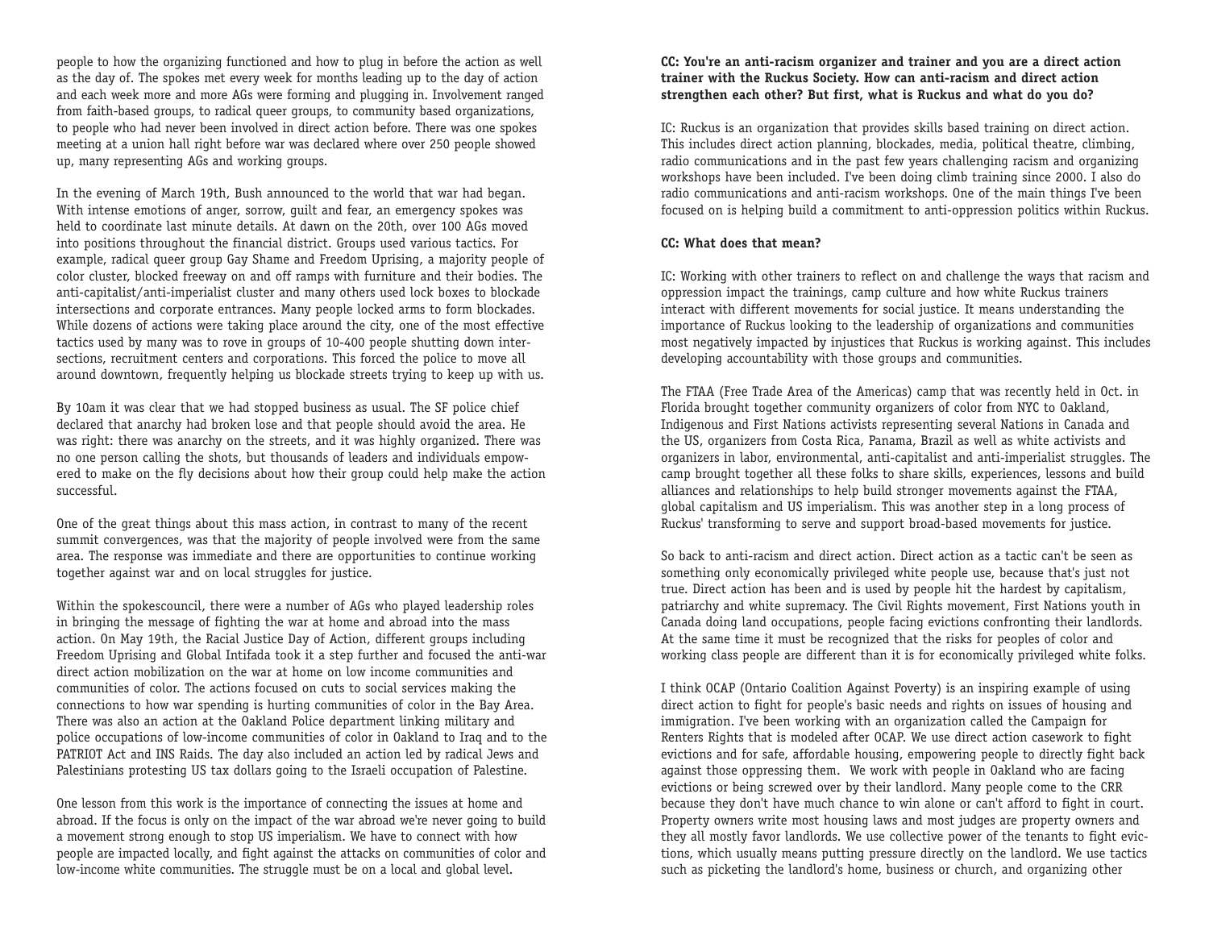people to how the organizing functioned and how to plug in before the action as well as the day of. The spokes met every week for months leading up to the day of action and each week more and more AGs were forming and plugging in. Involvement ranged from faith-based groups, to radical queer groups, to community based organizations, to people who had never been involved in direct action before. There was one spokes meeting at a union hall right before war was declared where over 250 people showed up, many representing AGs and working groups.

In the evening of March 19th, Bush announced to the world that war had began. With intense emotions of anger, sorrow, guilt and fear, an emergency spokes was held to coordinate last minute details. At dawn on the 20th, over 100 AGs moved into positions throughout the financial district. Groups used various tactics. For example, radical queer group Gay Shame and Freedom Uprising, a majority people of color cluster, blocked freeway on and off ramps with furniture and their bodies. The anti-capitalist/anti-imperialist cluster and many others used lock boxes to blockade intersections and corporate entrances. Many people locked arms to form blockades. While dozens of actions were taking place around the city, one of the most effective tactics used by many was to rove in groups of 10-400 people shutting down intersections, recruitment centers and corporations. This forced the police to move all around downtown, frequently helping us blockade streets trying to keep up with us.

By 10am it was clear that we had stopped business as usual. The SF police chief declared that anarchy had broken lose and that people should avoid the area. He was right: there was anarchy on the streets, and it was highly organized. There was no one person calling the shots, but thousands of leaders and individuals empowered to make on the fly decisions about how their group could help make the action successful.

One of the great things about this mass action, in contrast to many of the recent summit convergences, was that the majority of people involved were from the same area. The response was immediate and there are opportunities to continue working together against war and on local struggles for justice.

Within the spokescouncil, there were a number of AGs who played leadership roles in bringing the message of fighting the war at home and abroad into the mass action. On May 19th, the Racial Justice Day of Action, different groups including Freedom Uprising and Global Intifada took it a step further and focused the anti-war direct action mobilization on the war at home on low income communities and communities of color. The actions focused on cuts to social services making the connections to how war spending is hurting communities of color in the Bay Area. There was also an action at the Oakland Police department linking military and police occupations of low-income communities of color in Oakland to Iraq and to the PATRIOT Act and INS Raids. The day also included an action led by radical Jews and Palestinians protesting US tax dollars going to the Israeli occupation of Palestine.

One lesson from this work is the importance of connecting the issues at home and abroad. If the focus is only on the impact of the war abroad we're never going to build a movement strong enough to stop US imperialism. We have to connect with how people are impacted locally, and fight against the attacks on communities of color and low-income white communities. The struggle must be on a local and global level.

**CC: You're an anti-racism organizer and trainer and you are a direct action trainer with the Ruckus Society. How can anti-racism and direct action strengthen each other? But first, what is Ruckus and what do you do?**

IC: Ruckus is an organization that provides skills based training on direct action. This includes direct action planning, blockades, media, political theatre, climbing, radio communications and in the past few years challenging racism and organizing workshops have been included. I've been doing climb training since 2000. I also do radio communications and anti-racism workshops. One of the main things I've been focused on is helping build a commitment to anti-oppression politics within Ruckus.

**CC: What does that mean?**

IC: Working with other trainers to reflect on and challenge the ways that racism and oppression impact the trainings, camp culture and how white Ruckus trainers interact with different movements for social justice. It means understanding the importance of Ruckus looking to the leadership of organizations and communities most negatively impacted by injustices that Ruckus is working against. This includes developing accountability with those groups and communities.

The FTAA (Free Trade Area of the Americas) camp that was recently held in Oct. in Florida brought together community organizers of color from NYC to Oakland, Indigenous and First Nations activists representing several Nations in Canada and the US, organizers from Costa Rica, Panama, Brazil as well as white activists and organizers in labor, environmental, anti-capitalist and anti-imperialist struggles. The camp brought together all these folks to share skills, experiences, lessons and build alliances and relationships to help build stronger movements against the FTAA, global capitalism and US imperialism. This was another step in a long process of Ruckus' transforming to serve and support broad-based movements for justice.

So back to anti-racism and direct action. Direct action as a tactic can't be seen as something only economically privileged white people use, because that's just not true. Direct action has been and is used by people hit the hardest by capitalism, patriarchy and white supremacy. The Civil Rights movement, First Nations youth in Canada doing land occupations, people facing evictions confronting their landlords. At the same time it must be recognized that the risks for peoples of color and working class people are different than it is for economically privileged white folks.

I think OCAP (Ontario Coalition Against Poverty) is an inspiring example of using direct action to fight for people's basic needs and rights on issues of housing and immigration. I've been working with an organization called the Campaign for Renters Rights that is modeled after OCAP. We use direct action casework to fight evictions and for safe, affordable housing, empowering people to directly fight back against those oppressing them. We work with people in Oakland who are facing evictions or being screwed over by their landlord. Many people come to the CRR because they don't have much chance to win alone or can't afford to fight in court. Property owners write most housing laws and most judges are property owners and they all mostly favor landlords. We use collective power of the tenants to fight evictions, which usually means putting pressure directly on the landlord. We use tactics such as picketing the landlord's home, business or church, and organizing other